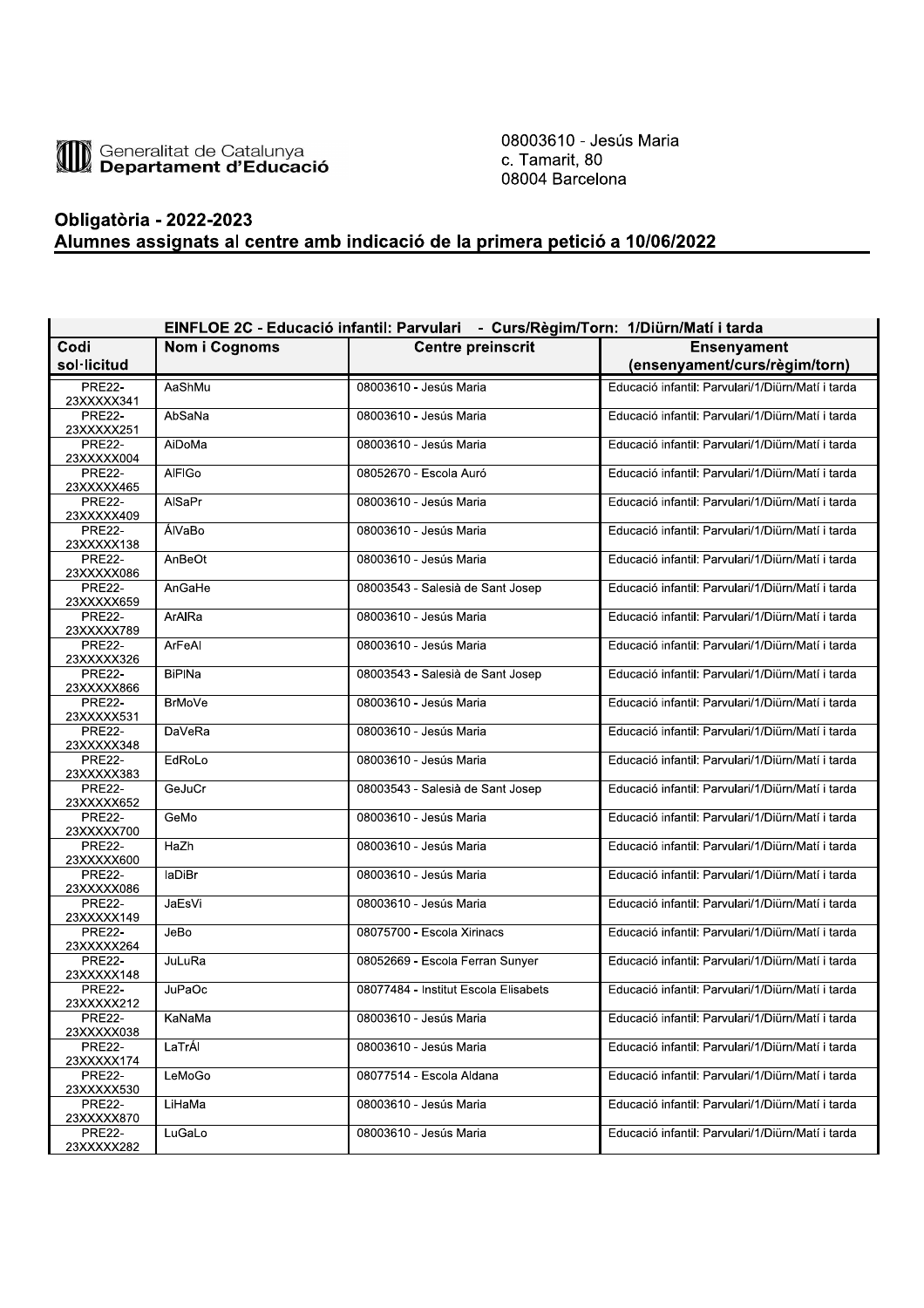Generalitat de Catalunya
**Departament d'Educació**

08003610 - Jesús Maria
c. Tamarit, 80
08004 Barcelona

## Obligatòria - 2022-2023
## Alumnes assignats al centre amb indicació de la primera petició a 10/06/2022

| EINFLOE 2C - Educació infantil: Parvulari - Curs/Règim/Torn: 1/Diürn/Matí i tarda | | | |
|---|---|---|---|
| **Codi sol·licitud** | **Nom i Cognoms** | **Centre preinscrit** | **Ensenyament (ensenyament/curs/règim/torn)** |
| PRE22-23XXXXX341 | AaShMu | 08003610 - Jesús Maria | Educació infantil: Parvulari/1/Diürn/Matí i tarda |
| PRE22-23XXXXX251 | AbSaNa | 08003610 - Jesús Maria | Educació infantil: Parvulari/1/Diürn/Matí i tarda |
| PRE22-23XXXXX004 | AiDoMa | 08003610 - Jesús Maria | Educació infantil: Parvulari/1/Diürn/Matí i tarda |
| PRE22-23XXXXX465 | AlFlGo | 08052670 - Escola Auró | Educació infantil: Parvulari/1/Diürn/Matí i tarda |
| PRE22-23XXXXX409 | AlSaPr | 08003610 - Jesús Maria | Educació infantil: Parvulari/1/Diürn/Matí i tarda |
| PRE22-23XXXXX138 | ÁlVaBo | 08003610 - Jesús Maria | Educació infantil: Parvulari/1/Diürn/Matí i tarda |
| PRE22-23XXXXX086 | AnBeOt | 08003610 - Jesús Maria | Educació infantil: Parvulari/1/Diürn/Matí i tarda |
| PRE22-23XXXXX659 | AnGaHe | 08003543 - Salesià de Sant Josep | Educació infantil: Parvulari/1/Diürn/Matí i tarda |
| PRE22-23XXXXX789 | ArAlRa | 08003610 - Jesús Maria | Educació infantil: Parvulari/1/Diürn/Matí i tarda |
| PRE22-23XXXXX326 | ArFeAl | 08003610 - Jesús Maria | Educació infantil: Parvulari/1/Diürn/Matí i tarda |
| PRE22-23XXXXX866 | BiPlNa | 08003543 - Salesià de Sant Josep | Educació infantil: Parvulari/1/Diürn/Matí i tarda |
| PRE22-23XXXXX531 | BrMoVe | 08003610 - Jesús Maria | Educació infantil: Parvulari/1/Diürn/Matí i tarda |
| PRE22-23XXXXX348 | DaVeRa | 08003610 - Jesús Maria | Educació infantil: Parvulari/1/Diürn/Matí i tarda |
| PRE22-23XXXXX383 | EdRoLo | 08003610 - Jesús Maria | Educació infantil: Parvulari/1/Diürn/Matí i tarda |
| PRE22-23XXXXX652 | GeJuCr | 08003543 - Salesià de Sant Josep | Educació infantil: Parvulari/1/Diürn/Matí i tarda |
| PRE22-23XXXXX700 | GeMo | 08003610 - Jesús Maria | Educació infantil: Parvulari/1/Diürn/Matí i tarda |
| PRE22-23XXXXX600 | HaZh | 08003610 - Jesús Maria | Educació infantil: Parvulari/1/Diürn/Matí i tarda |
| PRE22-23XXXXX086 | IaDiBr | 08003610 - Jesús Maria | Educació infantil: Parvulari/1/Diürn/Matí i tarda |
| PRE22-23XXXXX149 | JaEsVi | 08003610 - Jesús Maria | Educació infantil: Parvulari/1/Diürn/Matí i tarda |
| PRE22-23XXXXX264 | JeBo | 08075700 - Escola Xirinacs | Educació infantil: Parvulari/1/Diürn/Matí i tarda |
| PRE22-23XXXXX148 | JuLuRa | 08052669 - Escola Ferran Sunyer | Educació infantil: Parvulari/1/Diürn/Matí i tarda |
| PRE22-23XXXXX212 | JuPaOc | 08077484 - Institut Escola Elisabets | Educació infantil: Parvulari/1/Diürn/Matí i tarda |
| PRE22-23XXXXX038 | KaNaMa | 08003610 - Jesús Maria | Educació infantil: Parvulari/1/Diürn/Matí i tarda |
| PRE22-23XXXXX174 | LaTrÁl | 08003610 - Jesús Maria | Educació infantil: Parvulari/1/Diürn/Matí i tarda |
| PRE22-23XXXXX530 | LeMoGo | 08077514 - Escola Aldana | Educació infantil: Parvulari/1/Diürn/Matí i tarda |
| PRE22-23XXXXX870 | LiHaMa | 08003610 - Jesús Maria | Educació infantil: Parvulari/1/Diürn/Matí i tarda |
| PRE22-23XXXXX282 | LuGaLo | 08003610 - Jesús Maria | Educació infantil: Parvulari/1/Diürn/Matí i tarda |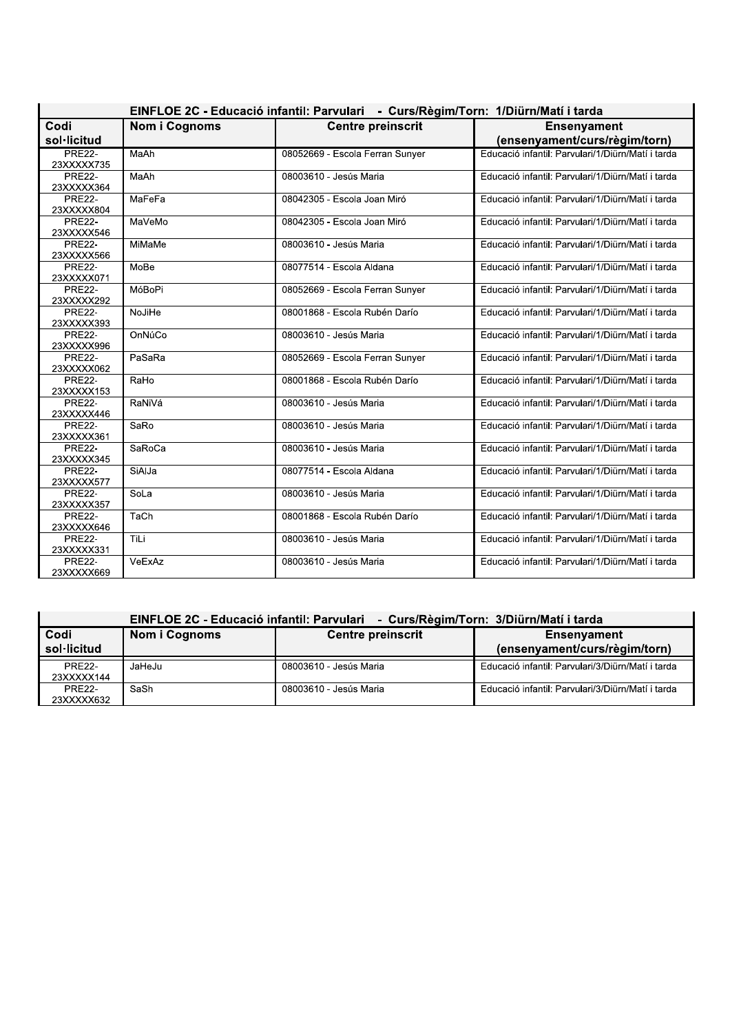| EINFLOE 2C - Educació infantil: Parvulari - Curs/Règim/Torn: 1/Diürn/Matí i tarda | | | |
|---|---|---|---|
| **Codi sol·licitud** | **Nom i Cognoms** | **Centre preinscrit** | **Ensenyament (ensenyament/curs/règim/torn)** |
| PRE22-23XXXXX735 | MaAh | 08052669 - Escola Ferran Sunyer | Educació infantil: Parvulari/1/Diürn/Matí i tarda |
| PRE22-23XXXXX364 | MaAh | 08003610 - Jesús Maria | Educació infantil: Parvulari/1/Diürn/Matí i tarda |
| PRE22-23XXXXX804 | MaFeFa | 08042305 - Escola Joan Miró | Educació infantil: Parvulari/1/Diürn/Matí i tarda |
| PRE22-23XXXXX546 | MaVeMo | 08042305 - Escola Joan Miró | Educació infantil: Parvulari/1/Diürn/Matí i tarda |
| PRE22-23XXXXX566 | MiMaMe | 08003610 - Jesús Maria | Educació infantil: Parvulari/1/Diürn/Matí i tarda |
| PRE22-23XXXXX071 | MoBe | 08077514 - Escola Aldana | Educació infantil: Parvulari/1/Diürn/Matí i tarda |
| PRE22-23XXXXX292 | MóBoPi | 08052669 - Escola Ferran Sunyer | Educació infantil: Parvulari/1/Diürn/Matí i tarda |
| PRE22-23XXXXX393 | NoJiHe | 08001868 - Escola Rubén Darío | Educació infantil: Parvulari/1/Diürn/Matí i tarda |
| PRE22-23XXXXX996 | OnNúCo | 08003610 - Jesús Maria | Educació infantil: Parvulari/1/Diürn/Matí i tarda |
| PRE22-23XXXXX062 | PaSaRa | 08052669 - Escola Ferran Sunyer | Educació infantil: Parvulari/1/Diürn/Matí i tarda |
| PRE22-23XXXXX153 | RaHo | 08001868 - Escola Rubén Darío | Educació infantil: Parvulari/1/Diürn/Matí i tarda |
| PRE22-23XXXXX446 | RaNiVá | 08003610 - Jesús Maria | Educació infantil: Parvulari/1/Diürn/Matí i tarda |
| PRE22-23XXXXX361 | SaRo | 08003610 - Jesús Maria | Educació infantil: Parvulari/1/Diürn/Matí i tarda |
| PRE22-23XXXXX345 | SaRoCa | 08003610 - Jesús Maria | Educació infantil: Parvulari/1/Diürn/Matí i tarda |
| PRE22-23XXXXX577 | SiAlJa | 08077514 - Escola Aldana | Educació infantil: Parvulari/1/Diürn/Matí i tarda |
| PRE22-23XXXXX357 | SoLa | 08003610 - Jesús Maria | Educació infantil: Parvulari/1/Diürn/Matí i tarda |
| PRE22-23XXXXX646 | TaCh | 08001868 - Escola Rubén Darío | Educació infantil: Parvulari/1/Diürn/Matí i tarda |
| PRE22-23XXXXX331 | TiLi | 08003610 - Jesús Maria | Educació infantil: Parvulari/1/Diürn/Matí i tarda |
| PRE22-23XXXXX669 | VeExAz | 08003610 - Jesús Maria | Educació infantil: Parvulari/1/Diürn/Matí i tarda |

| EINFLOE 2C - Educació infantil: Parvulari - Curs/Règim/Torn: 3/Diürn/Matí i tarda | | | |
|---|---|---|---|
| **Codi sol·licitud** | **Nom i Cognoms** | **Centre preinscrit** | **Ensenyament (ensenyament/curs/règim/torn)** |
| PRE22-23XXXXX144 | JaHeJu | 08003610 - Jesús Maria | Educació infantil: Parvulari/3/Diürn/Matí i tarda |
| PRE22-23XXXXX632 | SaSh | 08003610 - Jesús Maria | Educació infantil: Parvulari/3/Diürn/Matí i tarda |